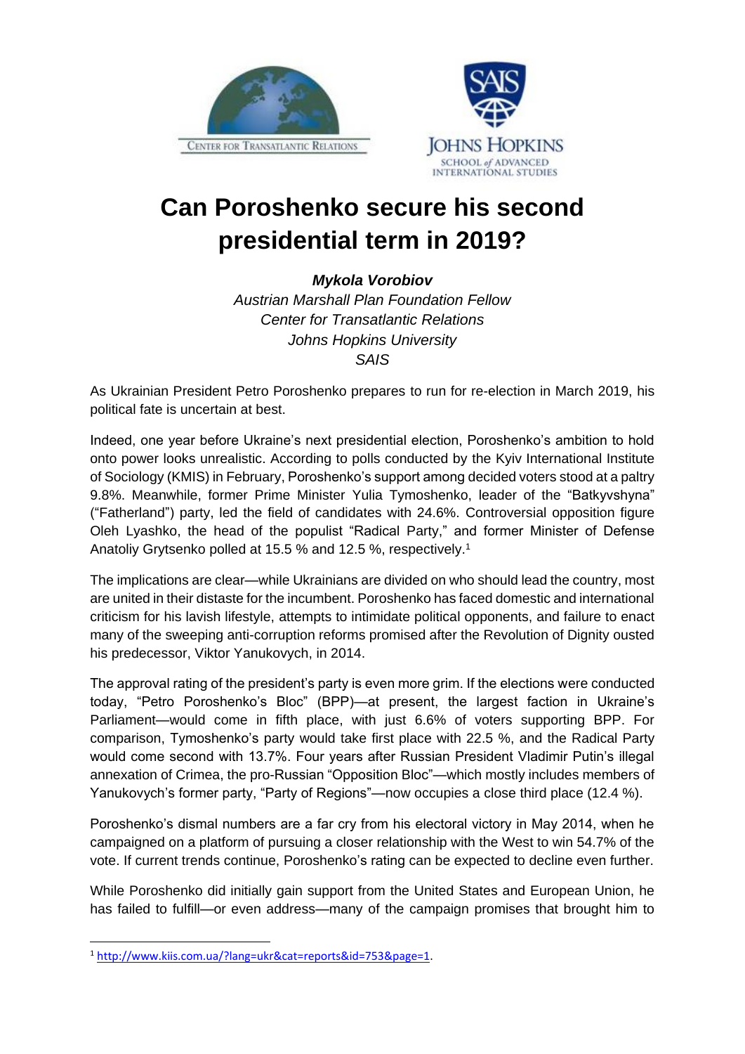# Can Poroshenko secure his second presidential term in 2019?

***Mykola Vorobiov***
*Austrian Marshall Plan Foundation Fellow*
*Center for Transatlantic Relations*
*Johns Hopkins University*
*SAIS*

As Ukrainian President Petro Poroshenko prepares to run for re-election in March 2019, his political fate is uncertain at best.

Indeed, one year before Ukraine's next presidential election, Poroshenko's ambition to hold onto power looks unrealistic. According to polls conducted by the Kyiv International Institute of Sociology (KMIS) in February, Poroshenko's support among decided voters stood at a paltry 9.8%. Meanwhile, former Prime Minister Yulia Tymoshenko, leader of the "Batkyvshyna" ("Fatherland") party, led the field of candidates with 24.6%. Controversial opposition figure Oleh Lyashko, the head of the populist "Radical Party," and former Minister of Defense Anatoliy Grytsenko polled at 15.5 % and 12.5 %, respectively.[1]

The implications are clear—while Ukrainians are divided on who should lead the country, most are united in their distaste for the incumbent. Poroshenko has faced domestic and international criticism for his lavish lifestyle, attempts to intimidate political opponents, and failure to enact many of the sweeping anti-corruption reforms promised after the Revolution of Dignity ousted his predecessor, Viktor Yanukovych, in 2014.

The approval rating of the president's party is even more grim. If the elections were conducted today, "Petro Poroshenko's Bloc" (BPP)—at present, the largest faction in Ukraine's Parliament—would come in fifth place, with just 6.6% of voters supporting BPP. For comparison, Tymoshenko's party would take first place with 22.5 %, and the Radical Party would come second with 13.7%. Four years after Russian President Vladimir Putin's illegal annexation of Crimea, the pro-Russian "Opposition Bloc"—which mostly includes members of Yanukovych's former party, "Party of Regions"—now occupies a close third place (12.4 %).

Poroshenko's dismal numbers are a far cry from his electoral victory in May 2014, when he campaigned on a platform of pursuing a closer relationship with the West to win 54.7% of the vote. If current trends continue, Poroshenko's rating can be expected to decline even further.

While Poroshenko did initially gain support from the United States and European Union, he has failed to fulfill—or even address—many of the campaign promises that brought him to

[1] http://www.kiis.com.ua/?lang=ukr&cat=reports&id=753&page=1.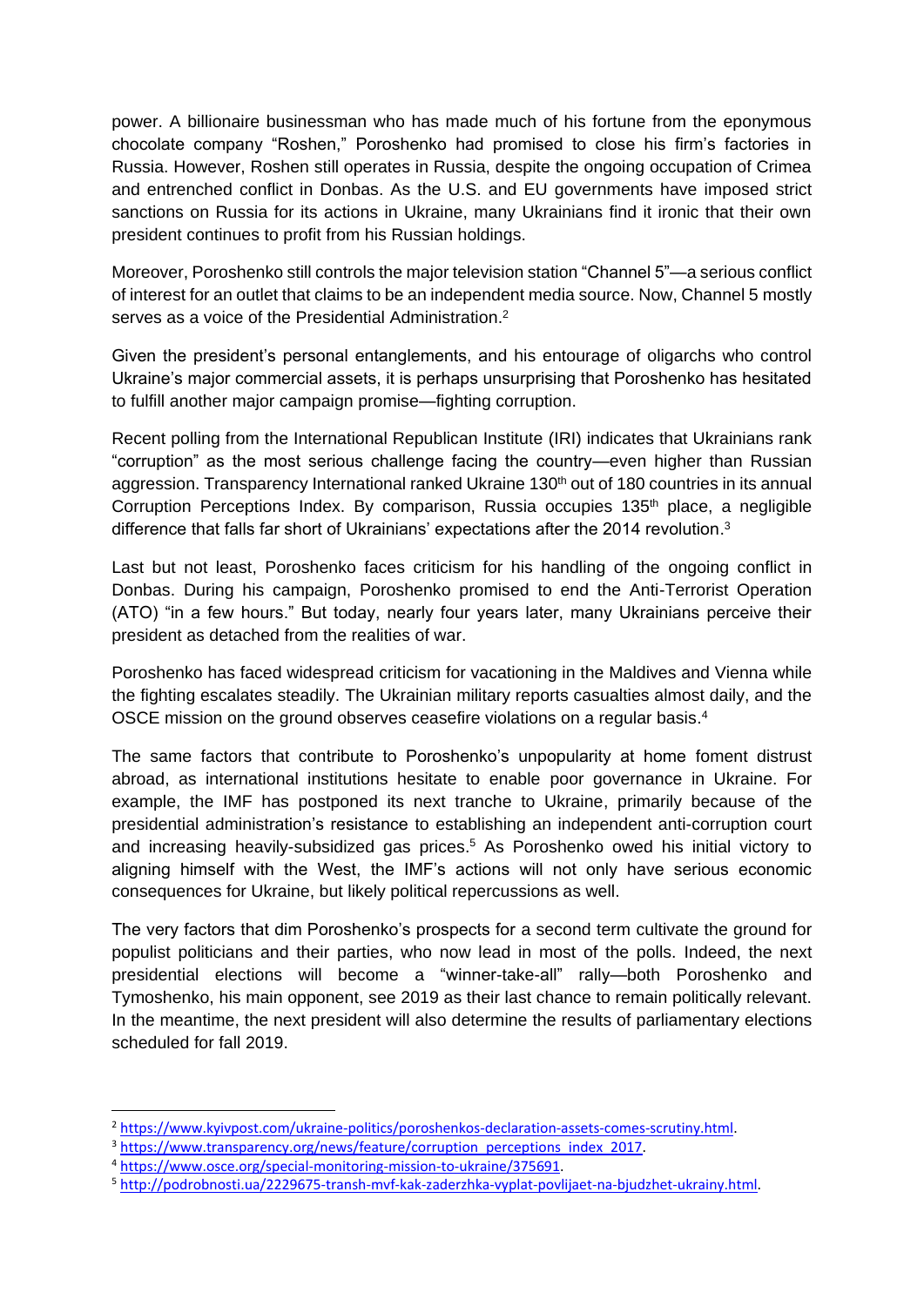power. A billionaire businessman who has made much of his fortune from the eponymous chocolate company "Roshen," Poroshenko had promised to close his firm's factories in Russia. However, Roshen still operates in Russia, despite the ongoing occupation of Crimea and entrenched conflict in Donbas. As the U.S. and EU governments have imposed strict sanctions on Russia for its actions in Ukraine, many Ukrainians find it ironic that their own president continues to profit from his Russian holdings.

Moreover, Poroshenko still controls the major television station "Channel 5"—a serious conflict of interest for an outlet that claims to be an independent media source. Now, Channel 5 mostly serves as a voice of the Presidential Administration.[2]

Given the president's personal entanglements, and his entourage of oligarchs who control Ukraine's major commercial assets, it is perhaps unsurprising that Poroshenko has hesitated to fulfill another major campaign promise—fighting corruption.

Recent polling from the International Republican Institute (IRI) indicates that Ukrainians rank "corruption" as the most serious challenge facing the country—even higher than Russian aggression. Transparency International ranked Ukraine 130th out of 180 countries in its annual Corruption Perceptions Index. By comparison, Russia occupies 135th place, a negligible difference that falls far short of Ukrainians' expectations after the 2014 revolution.[3]

Last but not least, Poroshenko faces criticism for his handling of the ongoing conflict in Donbas. During his campaign, Poroshenko promised to end the Anti-Terrorist Operation (ATO) "in a few hours." But today, nearly four years later, many Ukrainians perceive their president as detached from the realities of war.

Poroshenko has faced widespread criticism for vacationing in the Maldives and Vienna while the fighting escalates steadily. The Ukrainian military reports casualties almost daily, and the OSCE mission on the ground observes ceasefire violations on a regular basis.[4]

The same factors that contribute to Poroshenko's unpopularity at home foment distrust abroad, as international institutions hesitate to enable poor governance in Ukraine. For example, the IMF has postponed its next tranche to Ukraine, primarily because of the presidential administration's resistance to establishing an independent anti-corruption court and increasing heavily-subsidized gas prices.[5] As Poroshenko owed his initial victory to aligning himself with the West, the IMF's actions will not only have serious economic consequences for Ukraine, but likely political repercussions as well.

The very factors that dim Poroshenko's prospects for a second term cultivate the ground for populist politicians and their parties, who now lead in most of the polls. Indeed, the next presidential elections will become a "winner-take-all" rally—both Poroshenko and Tymoshenko, his main opponent, see 2019 as their last chance to remain politically relevant. In the meantime, the next president will also determine the results of parliamentary elections scheduled for fall 2019.

---

[2] https://www.kyivpost.com/ukraine-politics/poroshenkos-declaration-assets-comes-scrutiny.html.

[3] https://www.transparency.org/news/feature/corruption_perceptions_index_2017.

[4] https://www.osce.org/special-monitoring-mission-to-ukraine/375691.

[5] http://podrobnosti.ua/2229675-transh-mvf-kak-zaderzhka-vyplat-povlijaet-na-bjudzhet-ukrainy.html.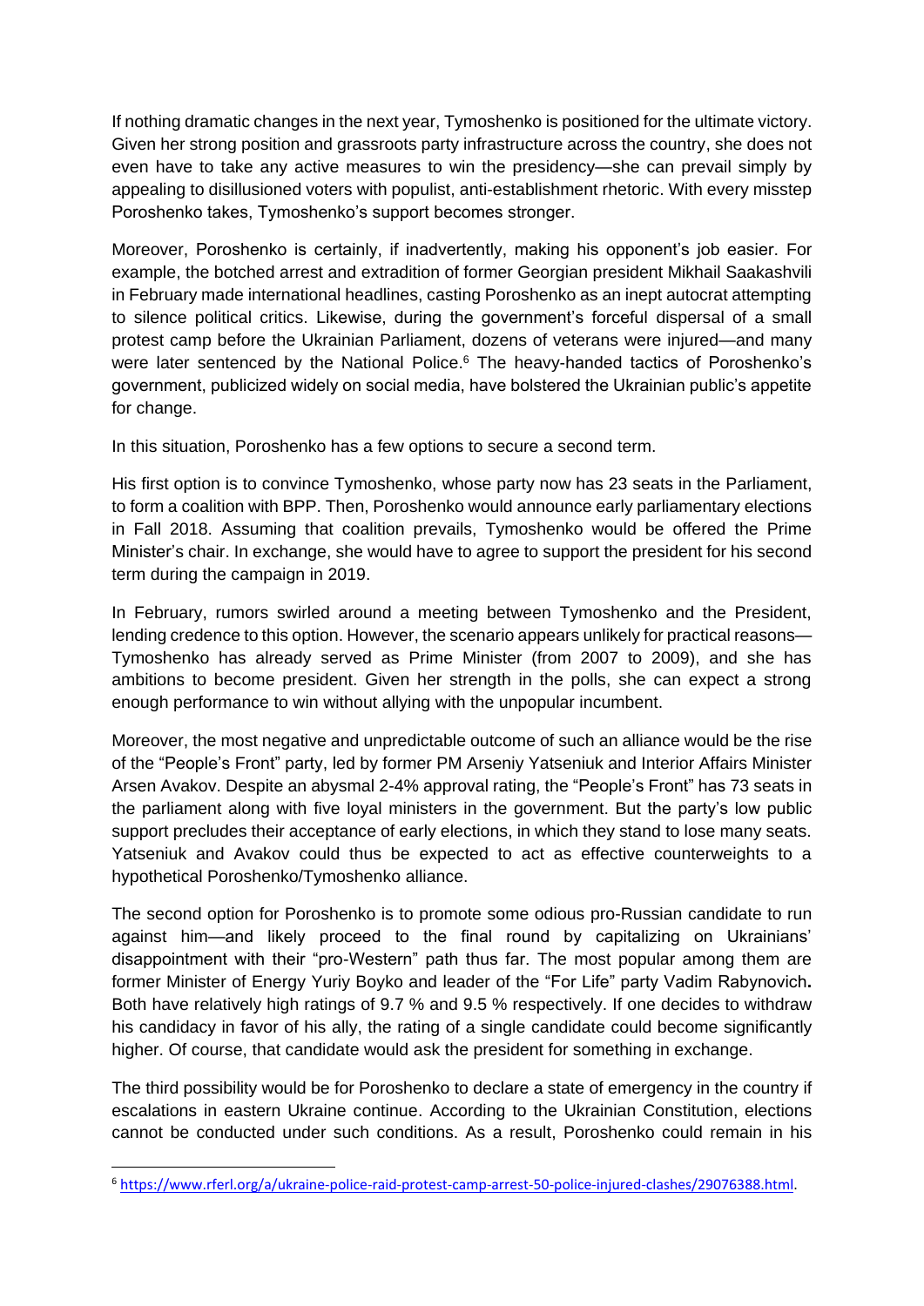If nothing dramatic changes in the next year, Tymoshenko is positioned for the ultimate victory. Given her strong position and grassroots party infrastructure across the country, she does not even have to take any active measures to win the presidency—she can prevail simply by appealing to disillusioned voters with populist, anti-establishment rhetoric. With every misstep Poroshenko takes, Tymoshenko's support becomes stronger.

Moreover, Poroshenko is certainly, if inadvertently, making his opponent's job easier. For example, the botched arrest and extradition of former Georgian president Mikhail Saakashvili in February made international headlines, casting Poroshenko as an inept autocrat attempting to silence political critics. Likewise, during the government's forceful dispersal of a small protest camp before the Ukrainian Parliament, dozens of veterans were injured—and many were later sentenced by the National Police.[6] The heavy-handed tactics of Poroshenko's government, publicized widely on social media, have bolstered the Ukrainian public's appetite for change.

In this situation, Poroshenko has a few options to secure a second term.

His first option is to convince Tymoshenko, whose party now has 23 seats in the Parliament, to form a coalition with BPP. Then, Poroshenko would announce early parliamentary elections in Fall 2018. Assuming that coalition prevails, Tymoshenko would be offered the Prime Minister's chair. In exchange, she would have to agree to support the president for his second term during the campaign in 2019.

In February, rumors swirled around a meeting between Tymoshenko and the President, lending credence to this option. However, the scenario appears unlikely for practical reasons—Tymoshenko has already served as Prime Minister (from 2007 to 2009), and she has ambitions to become president. Given her strength in the polls, she can expect a strong enough performance to win without allying with the unpopular incumbent.

Moreover, the most negative and unpredictable outcome of such an alliance would be the rise of the "People's Front" party, led by former PM Arseniy Yatseniuk and Interior Affairs Minister Arsen Avakov. Despite an abysmal 2-4% approval rating, the "People's Front" has 73 seats in the parliament along with five loyal ministers in the government. But the party's low public support precludes their acceptance of early elections, in which they stand to lose many seats. Yatseniuk and Avakov could thus be expected to act as effective counterweights to a hypothetical Poroshenko/Tymoshenko alliance.

The second option for Poroshenko is to promote some odious pro-Russian candidate to run against him—and likely proceed to the final round by capitalizing on Ukrainians' disappointment with their "pro-Western" path thus far. The most popular among them are former Minister of Energy Yuriy Boyko and leader of the "For Life" party Vadim Rabynovich**.** Both have relatively high ratings of 9.7 % and 9.5 % respectively. If one decides to withdraw his candidacy in favor of his ally, the rating of a single candidate could become significantly higher. Of course, that candidate would ask the president for something in exchange.

The third possibility would be for Poroshenko to declare a state of emergency in the country if escalations in eastern Ukraine continue. According to the Ukrainian Constitution, elections cannot be conducted under such conditions. As a result, Poroshenko could remain in his

---

[6] https://www.rferl.org/a/ukraine-police-raid-protest-camp-arrest-50-police-injured-clashes/29076388.html.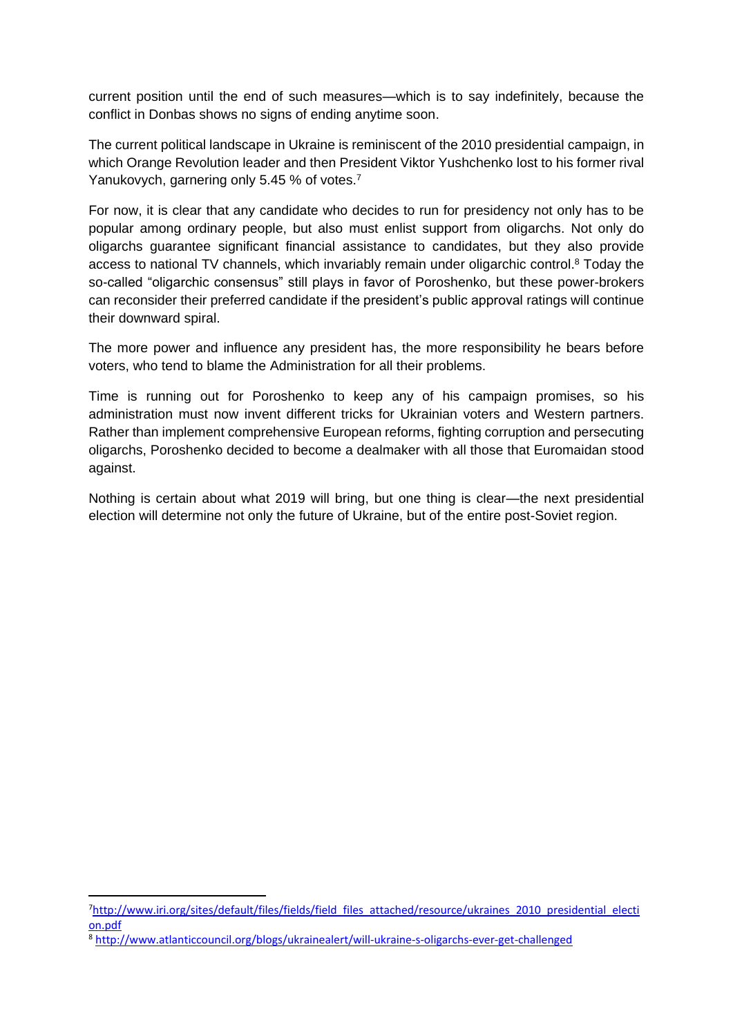current position until the end of such measures—which is to say indefinitely, because the conflict in Donbas shows no signs of ending anytime soon.

The current political landscape in Ukraine is reminiscent of the 2010 presidential campaign, in which Orange Revolution leader and then President Viktor Yushchenko lost to his former rival Yanukovych, garnering only 5.45 % of votes.[7]

For now, it is clear that any candidate who decides to run for presidency not only has to be popular among ordinary people, but also must enlist support from oligarchs. Not only do oligarchs guarantee significant financial assistance to candidates, but they also provide access to national TV channels, which invariably remain under oligarchic control.[8] Today the so-called "oligarchic consensus" still plays in favor of Poroshenko, but these power-brokers can reconsider their preferred candidate if the president's public approval ratings will continue their downward spiral.

The more power and influence any president has, the more responsibility he bears before voters, who tend to blame the Administration for all their problems.

Time is running out for Poroshenko to keep any of his campaign promises, so his administration must now invent different tricks for Ukrainian voters and Western partners. Rather than implement comprehensive European reforms, fighting corruption and persecuting oligarchs, Poroshenko decided to become a dealmaker with all those that Euromaidan stood against.

Nothing is certain about what 2019 will bring, but one thing is clear—the next presidential election will determine not only the future of Ukraine, but of the entire post-Soviet region.

---

[7] http://www.iri.org/sites/default/files/fields/field_files_attached/resource/ukraines_2010_presidential_election.pdf

[8] http://www.atlanticcouncil.org/blogs/ukrainealert/will-ukraine-s-oligarchs-ever-get-challenged